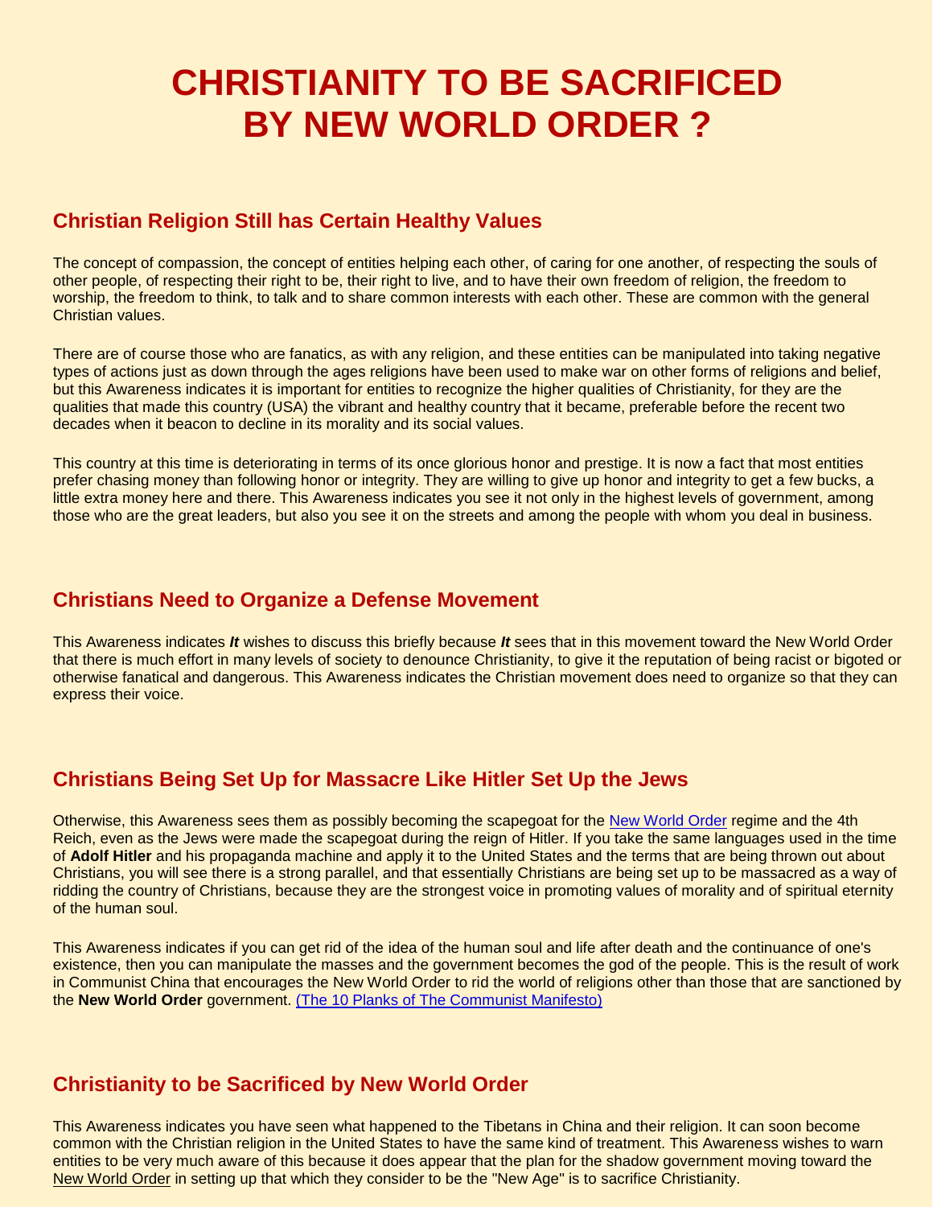# CHRISTIANITY TO BE SACRIFICED BY NEW WORLD ORDER ?

## Christian Religion Still has Certain Healthy Values

The concept of compassion, the concept of entities helping each other, of caring for one another, of respecting the souls of other people, of respecting their right to be, their right to live, and to have their own freedom of religion, the freedom to worship, the freedom to think, to talk and to share common interests with each other. These are common with the general Christian values.

There are of course those who are fanatics, as with any religion, and these entities can be manipulated into taking negative types of actions just as down through the ages religions have been used to make war on other forms of religions and belief, but this Awareness indicates it is important for entities to recognize the higher qualities of Christianity, for they are the qualities that made this country (USA) the vibrant and healthy country that it became, preferable before the recent two decades when it beacon to decline in its morality and its social values.

This country at this time is deteriorating in terms of its once glorious honor and prestige. It is now a fact that most entities prefer chasing money than following honor or integrity. They are willing to give up honor and integrity to get a few bucks, a little extra money here and there. This Awareness indicates you see it not only in the highest levels of government, among those who are the great leaders, but also you see it on the streets and among the people with whom you deal in business.

## Christians Need to Organize a Defense Movement

This Awareness indicates ***It*** wishes to discuss this briefly because ***It*** sees that in this movement toward the New World Order that there is much effort in many levels of society to denounce Christianity, to give it the reputation of being racist or bigoted or otherwise fanatical and dangerous. This Awareness indicates the Christian movement does need to organize so that they can express their voice.

## Christians Being Set Up for Massacre Like Hitler Set Up the Jews

Otherwise, this Awareness sees them as possibly becoming the scapegoat for the New World Order regime and the 4th Reich, even as the Jews were made the scapegoat during the reign of Hitler. If you take the same languages used in the time of **Adolf Hitler** and his propaganda machine and apply it to the United States and the terms that are being thrown out about Christians, you will see there is a strong parallel, and that essentially Christians are being set up to be massacred as a way of ridding the country of Christians, because they are the strongest voice in promoting values of morality and of spiritual eternity of the human soul.

This Awareness indicates if you can get rid of the idea of the human soul and life after death and the continuance of one's existence, then you can manipulate the masses and the government becomes the god of the people. This is the result of work in Communist China that encourages the New World Order to rid the world of religions other than those that are sanctioned by the **New World Order** government. (The 10 Planks of The Communist Manifesto)

## Christianity to be Sacrificed by New World Order

This Awareness indicates you have seen what happened to the Tibetans in China and their religion. It can soon become common with the Christian religion in the United States to have the same kind of treatment. This Awareness wishes to warn entities to be very much aware of this because it does appear that the plan for the shadow government moving toward the New World Order in setting up that which they consider to be the "New Age" is to sacrifice Christianity.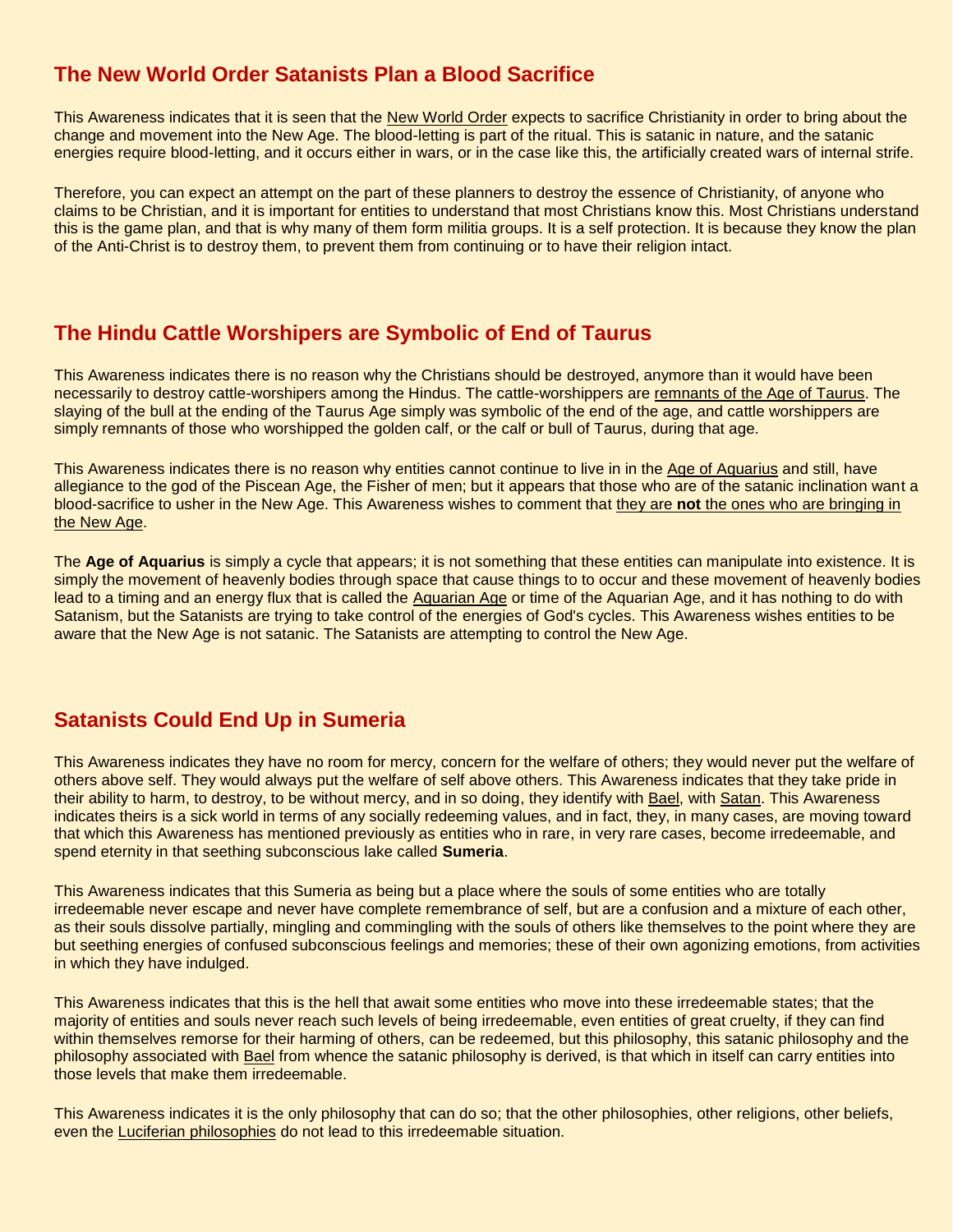## The New World Order Satanists Plan a Blood Sacrifice

This Awareness indicates that it is seen that the New World Order expects to sacrifice Christianity in order to bring about the change and movement into the New Age. The blood-letting is part of the ritual. This is satanic in nature, and the satanic energies require blood-letting, and it occurs either in wars, or in the case like this, the artificially created wars of internal strife.

Therefore, you can expect an attempt on the part of these planners to destroy the essence of Christianity, of anyone who claims to be Christian, and it is important for entities to understand that most Christians know this. Most Christians understand this is the game plan, and that is why many of them form militia groups. It is a self protection. It is because they know the plan of the Anti-Christ is to destroy them, to prevent them from continuing or to have their religion intact.

## The Hindu Cattle Worshipers are Symbolic of End of Taurus

This Awareness indicates there is no reason why the Christians should be destroyed, anymore than it would have been necessarily to destroy cattle-worshipers among the Hindus. The cattle-worshippers are remnants of the Age of Taurus. The slaying of the bull at the ending of the Taurus Age simply was symbolic of the end of the age, and cattle worshippers are simply remnants of those who worshipped the golden calf, or the calf or bull of Taurus, during that age.

This Awareness indicates there is no reason why entities cannot continue to live in in the Age of Aquarius and still, have allegiance to the god of the Piscean Age, the Fisher of men; but it appears that those who are of the satanic inclination want a blood-sacrifice to usher in the New Age. This Awareness wishes to comment that they are **not** the ones who are bringing in the New Age.

The **Age of Aquarius** is simply a cycle that appears; it is not something that these entities can manipulate into existence. It is simply the movement of heavenly bodies through space that cause things to to occur and these movement of heavenly bodies lead to a timing and an energy flux that is called the Aquarian Age or time of the Aquarian Age, and it has nothing to do with Satanism, but the Satanists are trying to take control of the energies of God's cycles. This Awareness wishes entities to be aware that the New Age is not satanic. The Satanists are attempting to control the New Age.

## Satanists Could End Up in Sumeria

This Awareness indicates they have no room for mercy, concern for the welfare of others; they would never put the welfare of others above self. They would always put the welfare of self above others. This Awareness indicates that they take pride in their ability to harm, to destroy, to be without mercy, and in so doing, they identify with Bael, with Satan. This Awareness indicates theirs is a sick world in terms of any socially redeeming values, and in fact, they, in many cases, are moving toward that which this Awareness has mentioned previously as entities who in rare, in very rare cases, become irredeemable, and spend eternity in that seething subconscious lake called **Sumeria**.

This Awareness indicates that this Sumeria as being but a place where the souls of some entities who are totally irredeemable never escape and never have complete remembrance of self, but are a confusion and a mixture of each other, as their souls dissolve partially, mingling and commingling with the souls of others like themselves to the point where they are but seething energies of confused subconscious feelings and memories; these of their own agonizing emotions, from activities in which they have indulged.

This Awareness indicates that this is the hell that await some entities who move into these irredeemable states; that the majority of entities and souls never reach such levels of being irredeemable, even entities of great cruelty, if they can find within themselves remorse for their harming of others, can be redeemed, but this philosophy, this satanic philosophy and the philosophy associated with Bael from whence the satanic philosophy is derived, is that which in itself can carry entities into those levels that make them irredeemable.

This Awareness indicates it is the only philosophy that can do so; that the other philosophies, other religions, other beliefs, even the Luciferian philosophies do not lead to this irredeemable situation.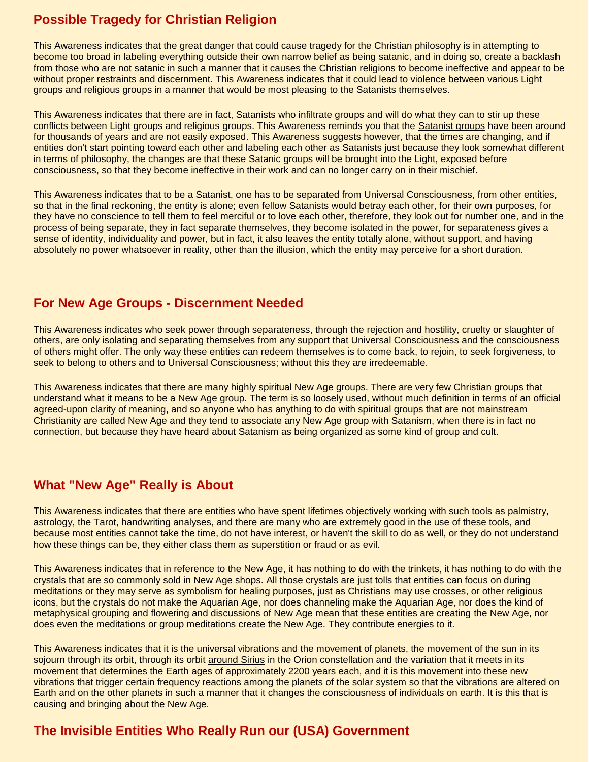## Possible Tragedy for Christian Religion

This Awareness indicates that the great danger that could cause tragedy for the Christian philosophy is in attempting to become too broad in labeling everything outside their own narrow belief as being satanic, and in doing so, create a backlash from those who are not satanic in such a manner that it causes the Christian religions to become ineffective and appear to be without proper restraints and discernment. This Awareness indicates that it could lead to violence between various Light groups and religious groups in a manner that would be most pleasing to the Satanists themselves.

This Awareness indicates that there are in fact, Satanists who infiltrate groups and will do what they can to stir up these conflicts between Light groups and religious groups. This Awareness reminds you that the Satanist groups have been around for thousands of years and are not easily exposed. This Awareness suggests however, that the times are changing, and if entities don't start pointing toward each other and labeling each other as Satanists just because they look somewhat different in terms of philosophy, the changes are that these Satanic groups will be brought into the Light, exposed before consciousness, so that they become ineffective in their work and can no longer carry on in their mischief.

This Awareness indicates that to be a Satanist, one has to be separated from Universal Consciousness, from other entities, so that in the final reckoning, the entity is alone; even fellow Satanists would betray each other, for their own purposes, for they have no conscience to tell them to feel merciful or to love each other, therefore, they look out for number one, and in the process of being separate, they in fact separate themselves, they become isolated in the power, for separateness gives a sense of identity, individuality and power, but in fact, it also leaves the entity totally alone, without support, and having absolutely no power whatsoever in reality, other than the illusion, which the entity may perceive for a short duration.

## For New Age Groups - Discernment Needed

This Awareness indicates who seek power through separateness, through the rejection and hostility, cruelty or slaughter of others, are only isolating and separating themselves from any support that Universal Consciousness and the consciousness of others might offer. The only way these entities can redeem themselves is to come back, to rejoin, to seek forgiveness, to seek to belong to others and to Universal Consciousness; without this they are irredeemable.

This Awareness indicates that there are many highly spiritual New Age groups. There are very few Christian groups that understand what it means to be a New Age group. The term is so loosely used, without much definition in terms of an official agreed-upon clarity of meaning, and so anyone who has anything to do with spiritual groups that are not mainstream Christianity are called New Age and they tend to associate any New Age group with Satanism, when there is in fact no connection, but because they have heard about Satanism as being organized as some kind of group and cult.

## What "New Age" Really is About

This Awareness indicates that there are entities who have spent lifetimes objectively working with such tools as palmistry, astrology, the Tarot, handwriting analyses, and there are many who are extremely good in the use of these tools, and because most entities cannot take the time, do not have interest, or haven't the skill to do as well, or they do not understand how these things can be, they either class them as superstition or fraud or as evil.

This Awareness indicates that in reference to the New Age, it has nothing to do with the trinkets, it has nothing to do with the crystals that are so commonly sold in New Age shops. All those crystals are just tolls that entities can focus on during meditations or they may serve as symbolism for healing purposes, just as Christians may use crosses, or other religious icons, but the crystals do not make the Aquarian Age, nor does channeling make the Aquarian Age, nor does the kind of metaphysical grouping and flowering and discussions of New Age mean that these entities are creating the New Age, nor does even the meditations or group meditations create the New Age. They contribute energies to it.

This Awareness indicates that it is the universal vibrations and the movement of planets, the movement of the sun in its sojourn through its orbit, through its orbit around Sirius in the Orion constellation and the variation that it meets in its movement that determines the Earth ages of approximately 2200 years each, and it is this movement into these new vibrations that trigger certain frequency reactions among the planets of the solar system so that the vibrations are altered on Earth and on the other planets in such a manner that it changes the consciousness of individuals on earth. It is this that is causing and bringing about the New Age.

## The Invisible Entities Who Really Run our (USA) Government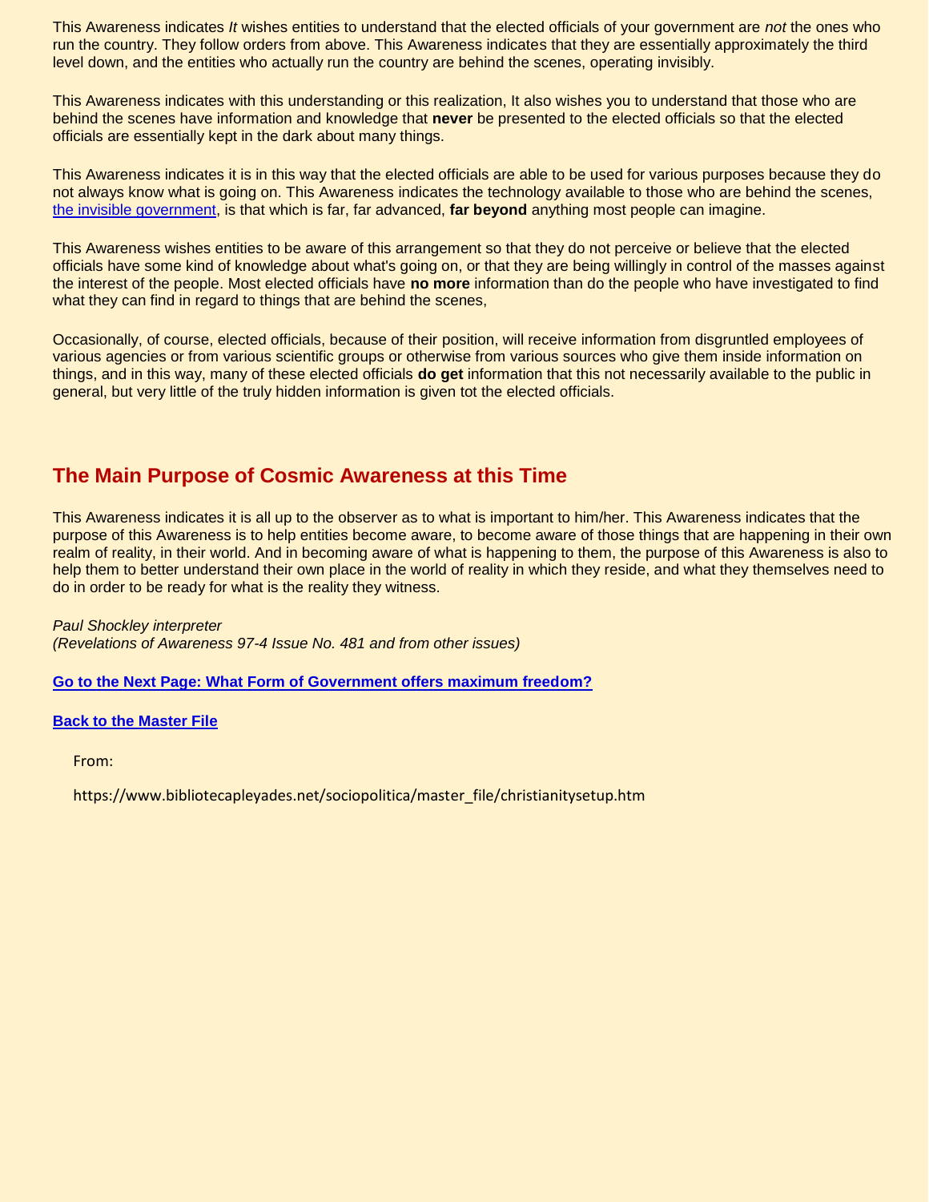This Awareness indicates *It* wishes entities to understand that the elected officials of your government are *not* the ones who run the country. They follow orders from above. This Awareness indicates that they are essentially approximately the third level down, and the entities who actually run the country are behind the scenes, operating invisibly.

This Awareness indicates with this understanding or this realization, It also wishes you to understand that those who are behind the scenes have information and knowledge that **never** be presented to the elected officials so that the elected officials are essentially kept in the dark about many things.

This Awareness indicates it is in this way that the elected officials are able to be used for various purposes because they do not always know what is going on. This Awareness indicates the technology available to those who are behind the scenes, the invisible government, is that which is far, far advanced, **far beyond** anything most people can imagine.

This Awareness wishes entities to be aware of this arrangement so that they do not perceive or believe that the elected officials have some kind of knowledge about what's going on, or that they are being willingly in control of the masses against the interest of the people. Most elected officials have **no more** information than do the people who have investigated to find what they can find in regard to things that are behind the scenes,

Occasionally, of course, elected officials, because of their position, will receive information from disgruntled employees of various agencies or from various scientific groups or otherwise from various sources who give them inside information on things, and in this way, many of these elected officials **do get** information that this not necessarily available to the public in general, but very little of the truly hidden information is given tot the elected officials.

## The Main Purpose of Cosmic Awareness at this Time

This Awareness indicates it is all up to the observer as to what is important to him/her. This Awareness indicates that the purpose of this Awareness is to help entities become aware, to become aware of those things that are happening in their own realm of reality, in their world. And in becoming aware of what is happening to them, the purpose of this Awareness is also to help them to better understand their own place in the world of reality in which they reside, and what they themselves need to do in order to be ready for what is the reality they witness.

*Paul Shockley interpreter*
*(Revelations of Awareness 97-4 Issue No. 481 and from other issues)*

**Go to the Next Page: What Form of Government offers maximum freedom?**

**Back to the Master File**

From:

https://www.bibliotecapleyades.net/sociopolitica/master_file/christianitysetup.htm